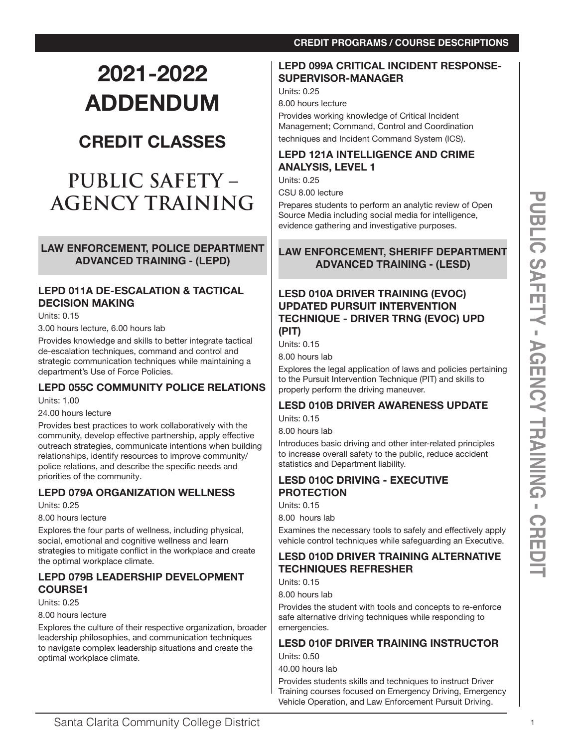# 2021-2022 ADDENDUM

## CREDIT CLASSES

# PUBLIC SAFETY – AGENCY TRAINING

## LAW ENFORCEMENT, POLICE DEPARTMENT ADVANCED TRAINING - (LEPD)

### LEPD 011A DE-ESCALATION & TACTICAL DECISION MAKING

Units: 0.15

3.00 hours lecture, 6.00 hours lab

Provides knowledge and skills to better integrate tactical de-escalation techniques, command and control and strategic communication techniques while maintaining a department's Use of Force Policies.

### LEPD 055C COMMUNITY POLICE RELATIONS

Units: 1.00

24.00 hours lecture

Provides best practices to work collaboratively with the community, develop effective partnership, apply effective outreach strategies, communicate intentions when building relationships, identify resources to improve community/police relations, and describe the specific needs and priorities of the community.

### LEPD 079A ORGANIZATION WELLNESS

Units: 0.25

8.00 hours lecture

Explores the four parts of wellness, including physical, social, emotional and cognitive wellness and learn strategies to mitigate conflict in the workplace and create the optimal workplace climate.

### LEPD 079B LEADERSHIP DEVELOPMENT COURSE1

Units: 0.25

8.00 hours lecture

Explores the culture of their respective organization, broader leadership philosophies, and communication techniques to navigate complex leadership situations and create the optimal workplace climate.

### LEPD 099A CRITICAL INCIDENT RESPONSE-SUPERVISOR-MANAGER

Units: 0.25

8.00 hours lecture

Provides working knowledge of Critical Incident Management; Command, Control and Coordination techniques and Incident Command System (ICS).

### LEPD 121A INTELLIGENCE AND CRIME ANALYSIS, LEVEL 1

Units: 0.25

CSU 8.00 lecture

Prepares students to perform an analytic review of Open Source Media including social media for intelligence, evidence gathering and investigative purposes.

## LAW ENFORCEMENT, SHERIFF DEPARTMENT ADVANCED TRAINING - (LESD)

### LESD 010A DRIVER TRAINING (EVOC) UPDATED PURSUIT INTERVENTION TECHNIQUE - DRIVER TRNG (EVOC) UPD (PIT)

Units: 0.15

8.00 hours lab

Explores the legal application of laws and policies pertaining to the Pursuit Intervention Technique (PIT) and skills to properly perform the driving maneuver.

### LESD 010B DRIVER AWARENESS UPDATE

Units: 0.15

8.00 hours lab

Introduces basic driving and other inter-related principles to increase overall safety to the public, reduce accident statistics and Department liability.

### LESD 010C DRIVING - EXECUTIVE PROTECTION

Units: 0.15

8.00 hours lab

Examines the necessary tools to safely and effectively apply vehicle control techniques while safeguarding an Executive.

### LESD 010D DRIVER TRAINING ALTERNATIVE TECHNIQUES REFRESHER

Units: 0.15

8.00 hours lab

Provides the student with tools and concepts to re-enforce safe alternative driving techniques while responding to emergencies.

### LESD 010F DRIVER TRAINING INSTRUCTOR

Units: 0.50

40.00 hours lab

Provides students skills and techniques to instruct Driver Training courses focused on Emergency Driving, Emergency Vehicle Operation, and Law Enforcement Pursuit Driving.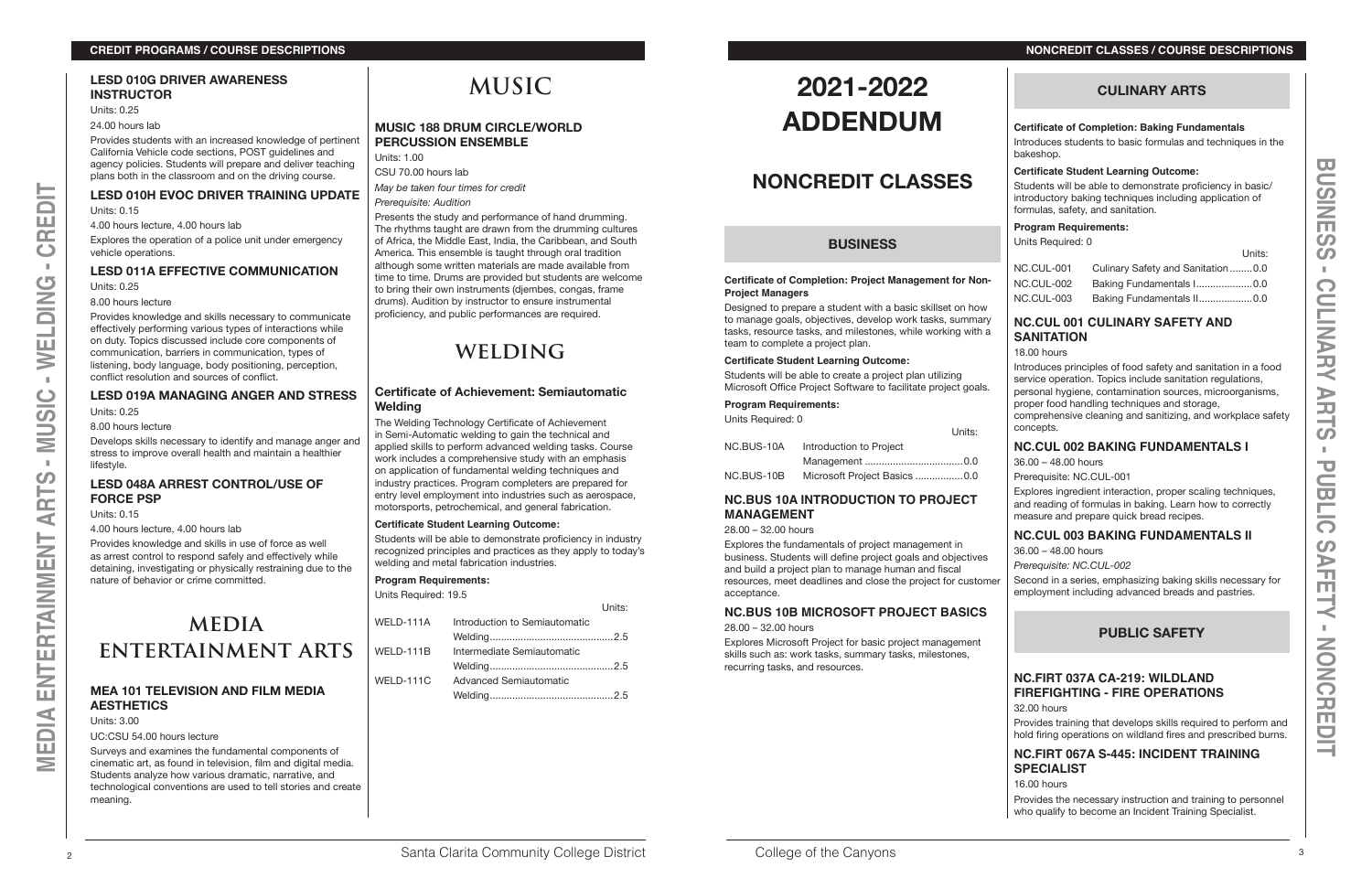### LESD 010G DRIVER AWARENESS INSTRUCTOR

Units: 0.25

24.00 hours lab

Provides students with an increased knowledge of pertinent California Vehicle code sections, POST guidelines and agency policies. Students will prepare and deliver teaching plans both in the classroom and on the driving course.

### LESD 010H EVOC DRIVER TRAINING UPDATE

Units: 0.15

4.00 hours lecture, 4.00 hours lab

Explores the operation of a police unit under emergency vehicle operations.

### LESD 011A EFFECTIVE COMMUNICATION

Units: 0.25

8.00 hours lecture

Provides knowledge and skills necessary to communicate effectively performing various types of interactions while on duty. Topics discussed include core components of communication, barriers in communication, types of listening, body language, body positioning, perception, conflict resolution and sources of conflict.

### LESD 019A MANAGING ANGER AND STRESS

Units: 0.25

8.00 hours lecture

Develops skills necessary to identify and manage anger and stress to improve overall health and maintain a healthier lifestyle.

### LESD 048A ARREST CONTROL/USE OF FORCE PSP

Units: 0.15

4.00 hours lecture, 4.00 hours lab

Provides knowledge and skills in use of force as well as arrest control to respond safely and effectively while detaining, investigating or physically restraining due to the nature of behavior or crime committed.

## MEDIA ENTERTAINMENT ARTS

### MEA 101 TELEVISION AND FILM MEDIA AESTHETICS

Units: 3.00

UC:CSU 54.00 hours lecture

Surveys and examines the fundamental components of cinematic art, as found in television, film and digital media. Students analyze how various dramatic, narrative, and technological conventions are used to tell stories and create meaning.

## MUSIC

### MUSIC 188 DRUM CIRCLE/WORLD PERCUSSION ENSEMBLE

Units: 1.00

CSU 70.00 hours lab

*May be taken four times for credit*

*Prerequisite: Audition*

Presents the study and performance of hand drumming. The rhythms taught are drawn from the drumming cultures of Africa, the Middle East, India, the Caribbean, and South America. This ensemble is taught through oral tradition although some written materials are made available from time to time. Drums are provided but students are welcome to bring their own instruments (djembes, congas, frame drums). Audition by instructor to ensure instrumental proficiency, and public performances are required.

## WELDING

### Certificate of Achievement: Semiautomatic Welding

The Welding Technology Certificate of Achievement in Semi-Automatic welding to gain the technical and applied skills to perform advanced welding tasks. Course work includes a comprehensive study with an emphasis on application of fundamental welding techniques and industry practices. Program completers are prepared for entry level employment into industries such as aerospace, motorsports, petrochemical, and general fabrication.

**Certificate Student Learning Outcome:**

Students will be able to demonstrate proficiency in industry recognized principles and practices as they apply to today's welding and metal fabrication industries.

**Program Requirements:**

Units Required: 19.5

| | | Units: |
|---|---|---|
| WELD-111A | Introduction to Semiautomatic Welding | 2.5 |
| WELD-111B | Intermediate Semiautomatic Welding | 2.5 |
| WELD-111C | Advanced Semiautomatic Welding | 2.5 |

# 2021-2022 ADDENDUM

# NONCREDIT CLASSES

## BUSINESS

### Certificate of Completion: Project Management for Non-Project Managers

Designed to prepare a student with a basic skillset on how to manage goals, objectives, develop work tasks, summary tasks, resource tasks, and milestones, while working with a team to complete a project plan.

**Certificate Student Learning Outcome:**

Students will be able to create a project plan utilizing Microsoft Office Project Software to facilitate project goals.

**Program Requirements:**

Units Required: 0

| | | Units: |
|---|---|---|
| NC.BUS-10A | Introduction to Project Management | 0.0 |
| NC.BUS-10B | Microsoft Project Basics | 0.0 |

### NC.BUS 10A INTRODUCTION TO PROJECT MANAGEMENT

28.00 – 32.00 hours

Explores the fundamentals of project management in business. Students will define project goals and objectives and build a project plan to manage human and fiscal resources, meet deadlines and close the project for customer acceptance.

### NC.BUS 10B MICROSOFT PROJECT BASICS

28.00 – 32.00 hours

Explores Microsoft Project for basic project management skills such as: work tasks, summary tasks, milestones, recurring tasks, and resources.

## CULINARY ARTS

### Certificate of Completion: Baking Fundamentals

Introduces students to basic formulas and techniques in the bakeshop.

**Certificate Student Learning Outcome:**

Students will be able to demonstrate proficiency in basic/introductory baking techniques including application of formulas, safety, and sanitation.

**Program Requirements:**

Units Required: 0

| | | Units: |
|---|---|---|
| NC.CUL-001 | Culinary Safety and Sanitation | 0.0 |
| NC.CUL-002 | Baking Fundamentals I | 0.0 |
| NC.CUL-003 | Baking Fundamentals II | 0.0 |

### NC.CUL 001 CULINARY SAFETY AND SANITATION

18.00 hours

Introduces principles of food safety and sanitation in a food service operation. Topics include sanitation regulations, personal hygiene, contamination sources, microorganisms, proper food handling techniques and storage, comprehensive cleaning and sanitizing, and workplace safety concepts.

### NC.CUL 002 BAKING FUNDAMENTALS I

36.00 – 48.00 hours

Prerequisite: NC.CUL-001

Explores ingredient interaction, proper scaling techniques, and reading of formulas in baking. Learn how to correctly measure and prepare quick bread recipes.

### NC.CUL 003 BAKING FUNDAMENTALS II

36.00 – 48.00 hours

*Prerequisite: NC.CUL-002*

Second in a series, emphasizing baking skills necessary for employment including advanced breads and pastries.

## PUBLIC SAFETY

### NC.FIRT 037A CA-219: WILDLAND FIREFIGHTING - FIRE OPERATIONS

32.00 hours

Provides training that develops skills required to perform and hold firing operations on wildland fires and prescribed burns.

### NC.FIRT 067A S-445: INCIDENT TRAINING SPECIALIST

16.00 hours

Provides the necessary instruction and training to personnel who qualify to become an Incident Training Specialist.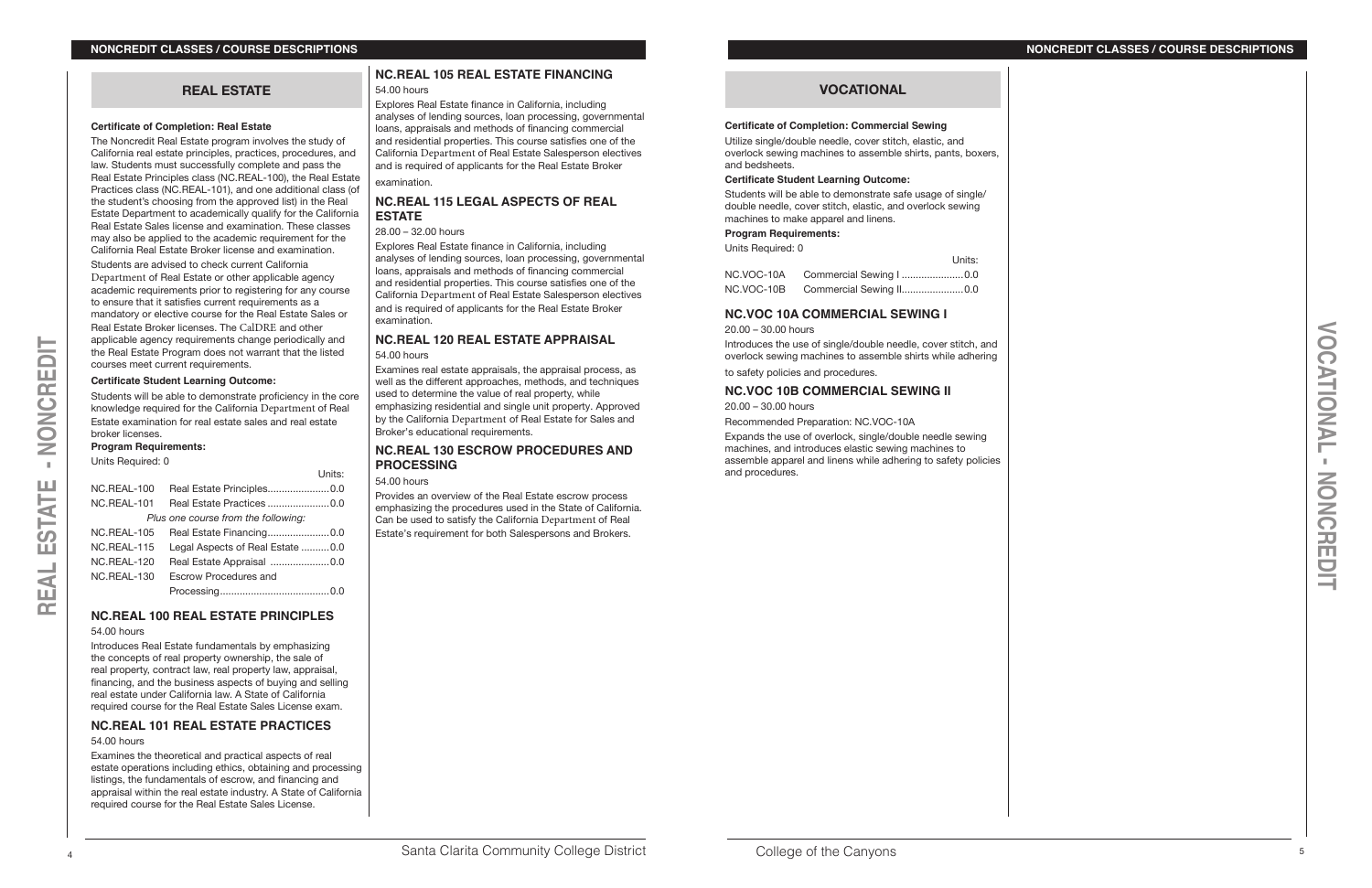## REAL ESTATE

**Certificate of Completion: Real Estate**

The Noncredit Real Estate program involves the study of California real estate principles, practices, procedures, and law. Students must successfully complete and pass the Real Estate Principles class (NC.REAL-100), the Real Estate Practices class (NC.REAL-101), and one additional class (of the student's choosing from the approved list) in the Real Estate Department to academically qualify for the California Real Estate Sales license and examination. These classes may also be applied to the academic requirement for the California Real Estate Broker license and examination.

Students are advised to check current California Department of Real Estate or other applicable agency academic requirements prior to registering for any course to ensure that it satisfies current requirements as a mandatory or elective course for the Real Estate Sales or Real Estate Broker licenses. The CalDRE and other applicable agency requirements change periodically and the Real Estate Program does not warrant that the listed courses meet current requirements.

**Certificate Student Learning Outcome:**

Students will be able to demonstrate proficiency in the core knowledge required for the California Department of Real Estate examination for real estate sales and real estate broker licenses.

**Program Requirements:**

Units Required: 0

| | | Units: |
|---|---|---|
| NC.REAL-100 | Real Estate Principles | 0.0 |
| NC.REAL-101 | Real Estate Practices | 0.0 |
| | *Plus one course from the following:* | |
| NC.REAL-105 | Real Estate Financing | 0.0 |
| NC.REAL-115 | Legal Aspects of Real Estate | 0.0 |
| NC.REAL-120 | Real Estate Appraisal | 0.0 |
| NC.REAL-130 | Escrow Procedures and Processing | 0.0 |

### NC.REAL 100 REAL ESTATE PRINCIPLES

54.00 hours

Introduces Real Estate fundamentals by emphasizing the concepts of real property ownership, the sale of real property, contract law, real property law, appraisal, financing, and the business aspects of buying and selling real estate under California law. A State of California required course for the Real Estate Sales License exam.

### NC.REAL 101 REAL ESTATE PRACTICES

54.00 hours

Examines the theoretical and practical aspects of real estate operations including ethics, obtaining and processing listings, the fundamentals of escrow, and financing and appraisal within the real estate industry. A State of California required course for the Real Estate Sales License.

### NC.REAL 105 REAL ESTATE FINANCING

54.00 hours

Explores Real Estate finance in California, including analyses of lending sources, loan processing, governmental loans, appraisals and methods of financing commercial and residential properties. This course satisfies one of the California Department of Real Estate Salesperson electives and is required of applicants for the Real Estate Broker examination.

### NC.REAL 115 LEGAL ASPECTS OF REAL ESTATE

28.00 – 32.00 hours

Explores Real Estate finance in California, including analyses of lending sources, loan processing, governmental loans, appraisals and methods of financing commercial and residential properties. This course satisfies one of the California Department of Real Estate Salesperson electives and is required of applicants for the Real Estate Broker examination.

### NC.REAL 120 REAL ESTATE APPRAISAL

54.00 hours

Examines real estate appraisals, the appraisal process, as well as the different approaches, methods, and techniques used to determine the value of real property, while emphasizing residential and single unit property. Approved by the California Department of Real Estate for Sales and Broker's educational requirements.

### NC.REAL 130 ESCROW PROCEDURES AND PROCESSING

54.00 hours

Provides an overview of the Real Estate escrow process emphasizing the procedures used in the State of California. Can be used to satisfy the California Department of Real Estate's requirement for both Salespersons and Brokers.

## VOCATIONAL

**Certificate of Completion: Commercial Sewing**

Utilize single/double needle, cover stitch, elastic, and overlock sewing machines to assemble shirts, pants, boxers, and bedsheets.

**Certificate Student Learning Outcome:**

Students will be able to demonstrate safe usage of single/double needle, cover stitch, elastic, and overlock sewing machines to make apparel and linens.

**Program Requirements:**

Units Required: 0

| | | Units: |
|---|---|---|
| NC.VOC-10A | Commercial Sewing I | 0.0 |
| NC.VOC-10B | Commercial Sewing II | 0.0 |

### NC.VOC 10A COMMERCIAL SEWING I

20.00 – 30.00 hours

Introduces the use of single/double needle, cover stitch, and overlock sewing machines to assemble shirts while adhering to safety policies and procedures.

### NC.VOC 10B COMMERCIAL SEWING II

20.00 – 30.00 hours

Recommended Preparation: NC.VOC-10A

Expands the use of overlock, single/double needle sewing machines, and introduces elastic sewing machines to assemble apparel and linens while adhering to safety policies and procedures.